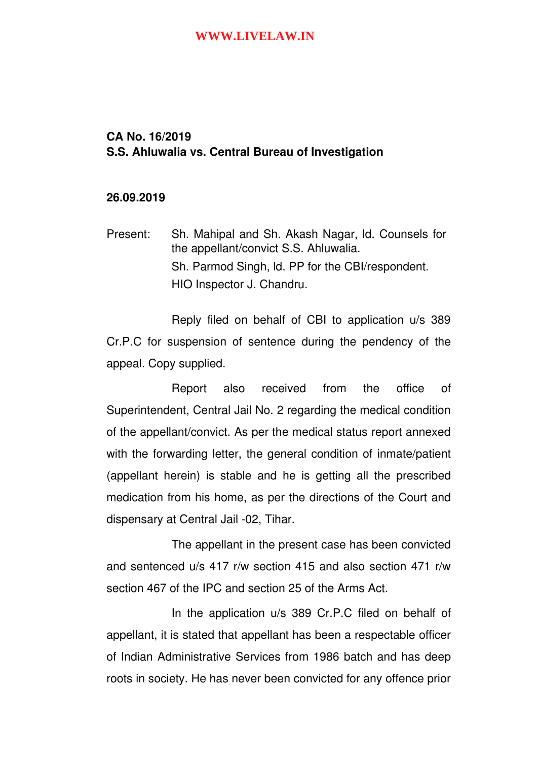**CA No. 16/2019**
**S.S. Ahluwalia vs. Central Bureau of Investigation**

**26.09.2019**

Present: Sh. Mahipal and Sh. Akash Nagar, ld. Counsels for the appellant/convict S.S. Ahluwalia.
Sh. Parmod Singh, ld. PP for the CBI/respondent.
HIO Inspector J. Chandru.

Reply filed on behalf of CBI to application u/s 389 Cr.P.C for suspension of sentence during the pendency of the appeal. Copy supplied.

Report also received from the office of Superintendent, Central Jail No. 2 regarding the medical condition of the appellant/convict. As per the medical status report annexed with the forwarding letter, the general condition of inmate/patient (appellant herein) is stable and he is getting all the prescribed medication from his home, as per the directions of the Court and dispensary at Central Jail -02, Tihar.

The appellant in the present case has been convicted and sentenced u/s 417 r/w section 415 and also section 471 r/w section 467 of the IPC and section 25 of the Arms Act.

In the application u/s 389 Cr.P.C filed on behalf of appellant, it is stated that appellant has been a respectable officer of Indian Administrative Services from 1986 batch and has deep roots in society. He has never been convicted for any offence prior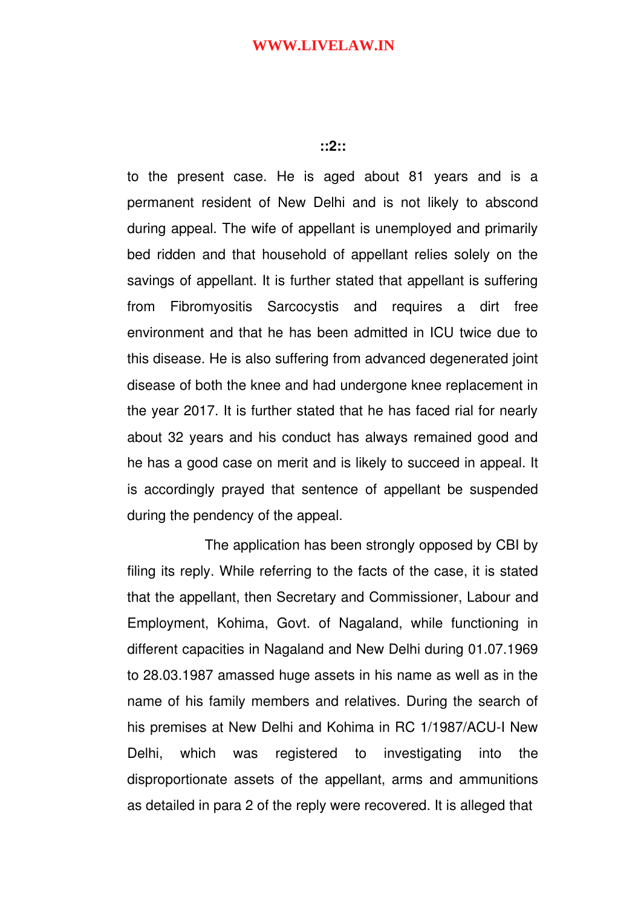to the present case. He is aged about 81 years and is a permanent resident of New Delhi and is not likely to abscond during appeal. The wife of appellant is unemployed and primarily bed ridden and that household of appellant relies solely on the savings of appellant. It is further stated that appellant is suffering from Fibromyositis Sarcocystis and requires a dirt free environment and that he has been admitted in ICU twice due to this disease. He is also suffering from advanced degenerated joint disease of both the knee and had undergone knee replacement in the year 2017. It is further stated that he has faced rial for nearly about 32 years and his conduct has always remained good and he has a good case on merit and is likely to succeed in appeal. It is accordingly prayed that sentence of appellant be suspended during the pendency of the appeal.

The application has been strongly opposed by CBI by filing its reply. While referring to the facts of the case, it is stated that the appellant, then Secretary and Commissioner, Labour and Employment, Kohima, Govt. of Nagaland, while functioning in different capacities in Nagaland and New Delhi during 01.07.1969 to 28.03.1987 amassed huge assets in his name as well as in the name of his family members and relatives. During the search of his premises at New Delhi and Kohima in RC 1/1987/ACU-I New Delhi, which was registered to investigating into the disproportionate assets of the appellant, arms and ammunitions as detailed in para 2 of the reply were recovered. It is alleged that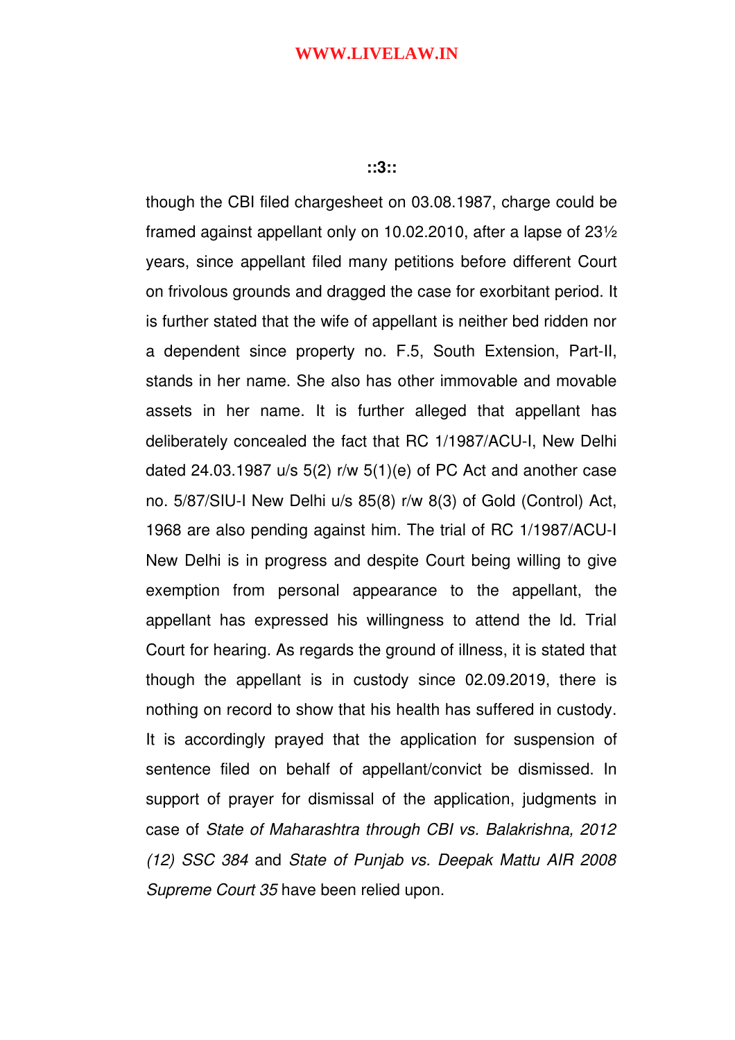though the CBI filed chargesheet on 03.08.1987, charge could be framed against appellant only on 10.02.2010, after a lapse of 23½ years, since appellant filed many petitions before different Court on frivolous grounds and dragged the case for exorbitant period. It is further stated that the wife of appellant is neither bed ridden nor a dependent since property no. F.5, South Extension, Part-II, stands in her name. She also has other immovable and movable assets in her name. It is further alleged that appellant has deliberately concealed the fact that RC 1/1987/ACU-I, New Delhi dated 24.03.1987 u/s 5(2) r/w 5(1)(e) of PC Act and another case no. 5/87/SIU-I New Delhi u/s 85(8) r/w 8(3) of Gold (Control) Act, 1968 are also pending against him. The trial of RC 1/1987/ACU-I New Delhi is in progress and despite Court being willing to give exemption from personal appearance to the appellant, the appellant has expressed his willingness to attend the ld. Trial Court for hearing. As regards the ground of illness, it is stated that though the appellant is in custody since 02.09.2019, there is nothing on record to show that his health has suffered in custody. It is accordingly prayed that the application for suspension of sentence filed on behalf of appellant/convict be dismissed. In support of prayer for dismissal of the application, judgments in case of *State of Maharashtra through CBI vs. Balakrishna, 2012 (12) SSC 384* and *State of Punjab vs. Deepak Mattu AIR 2008 Supreme Court 35* have been relied upon.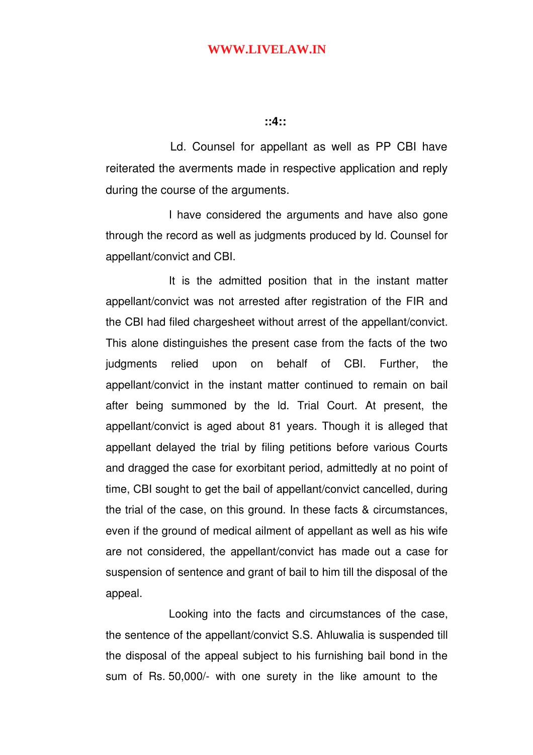Ld. Counsel for appellant as well as PP CBI have reiterated the averments made in respective application and reply during the course of the arguments.

I have considered the arguments and have also gone through the record as well as judgments produced by ld. Counsel for appellant/convict and CBI.

It is the admitted position that in the instant matter appellant/convict was not arrested after registration of the FIR and the CBI had filed chargesheet without arrest of the appellant/convict. This alone distinguishes the present case from the facts of the two judgments relied upon on behalf of CBI. Further, the appellant/convict in the instant matter continued to remain on bail after being summoned by the ld. Trial Court. At present, the appellant/convict is aged about 81 years. Though it is alleged that appellant delayed the trial by filing petitions before various Courts and dragged the case for exorbitant period, admittedly at no point of time, CBI sought to get the bail of appellant/convict cancelled, during the trial of the case, on this ground. In these facts & circumstances, even if the ground of medical ailment of appellant as well as his wife are not considered, the appellant/convict has made out a case for suspension of sentence and grant of bail to him till the disposal of the appeal.

Looking into the facts and circumstances of the case, the sentence of the appellant/convict S.S. Ahluwalia is suspended till the disposal of the appeal subject to his furnishing bail bond in the sum of Rs. 50,000/- with one surety in the like amount to the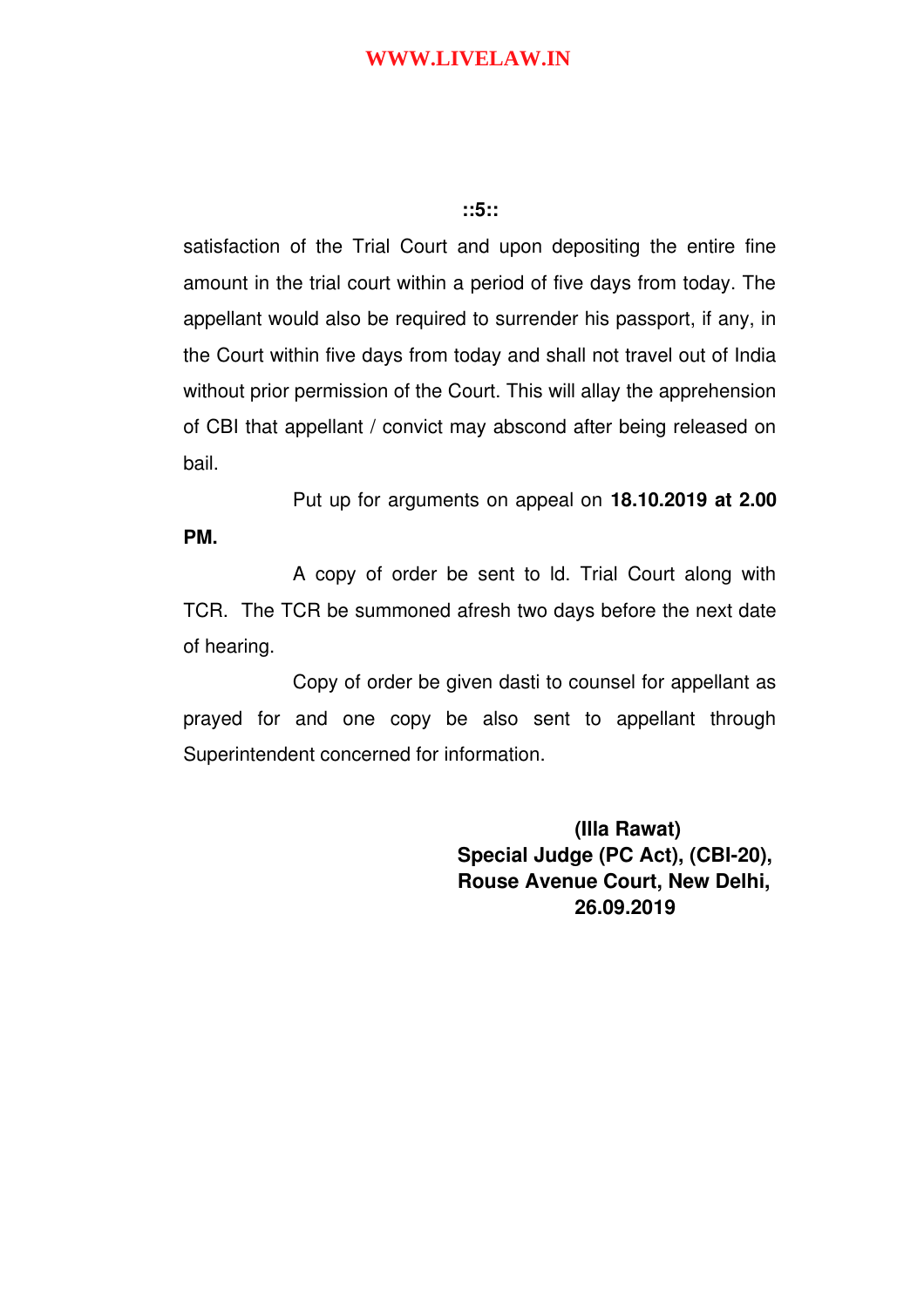satisfaction of the Trial Court and upon depositing the entire fine amount in the trial court within a period of five days from today. The appellant would also be required to surrender his passport, if any, in the Court within five days from today and shall not travel out of India without prior permission of the Court. This will allay the apprehension of CBI that appellant / convict may abscond after being released on bail.

Put up for arguments on appeal on **18.10.2019 at 2.00 PM.**

A copy of order be sent to ld. Trial Court along with TCR. The TCR be summoned afresh two days before the next date of hearing.

Copy of order be given dasti to counsel for appellant as prayed for and one copy be also sent to appellant through Superintendent concerned for information.

**(Illa Rawat)**
**Special Judge (PC Act), (CBI-20),**
**Rouse Avenue Court, New Delhi,**
**26.09.2019**